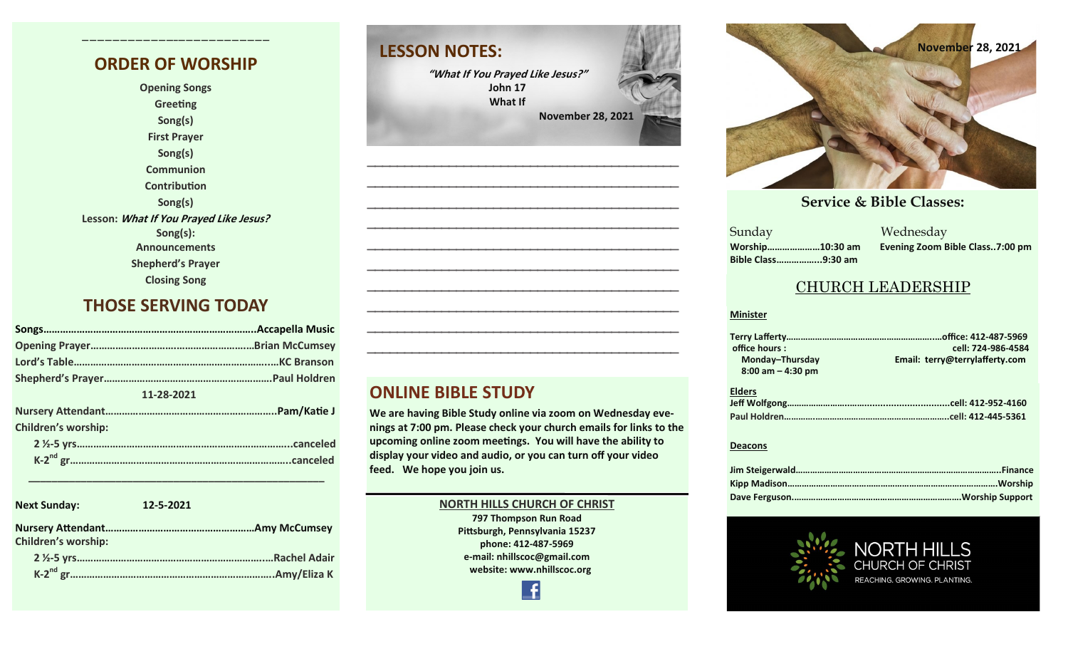## ORDER OF WORSHIP

Opening Songs
Greeting
Song(s)
First Prayer
Song(s)
Communion
Contribution
Song(s)
Lesson: *What If You Prayed Like Jesus?*
Song(s):
Announcements
Shepherd's Prayer
Closing Song

## THOSE SERVING TODAY

**Songs**……………………………………………………………………..Accapella Music
**Opening Prayer**…………………………………………………..Brian McCumsey
**Lord's Table**………………………………………………………………...KC Branson
**Shepherd's Prayer**……………………………………………………..Paul Holdren

11-28-2021

**Nursery Attendant**……………………………………………………..Pam/Katie J
**Children's worship:**
2 ½-5 yrs…………………………………………………………………...canceled
K-2nd gr……………………………………………………………………...canceled

---

**Next Sunday:** 12-5-2021

**Nursery Attendant**……………………………………………..Amy McCumsey
**Children's worship:**
2 ½-5 yrs…………………………………………………………….Rachel Adair
K-2nd gr……………………………………………………………….Amy/Eliza K

## LESSON NOTES:

*"What If You Prayed Like Jesus?"*
John 17
What If
November 28, 2021

________________________________________________
________________________________________________
________________________________________________
________________________________________________
________________________________________________
________________________________________________
________________________________________________
________________________________________________
________________________________________________
________________________________________________

## ONLINE BIBLE STUDY

We are having Bible Study online via zoom on Wednesday evenings at 7:00 pm. Please check your church emails for links to the upcoming online zoom meetings. You will have the ability to display your video and audio, or you can turn off your video feed. We hope you join us.

**NORTH HILLS CHURCH OF CHRIST**
797 Thompson Run Road
Pittsburgh, Pennsylvania 15237
phone: 412-487-5969
e-mail: nhillscoc@gmail.com
website: www.nhillscoc.org

November 28, 2021

## Service & Bible Classes:

Sunday
**Worship**…………………10:30 am
**Bible Class**……………..9:30 am

Wednesday
**Evening Zoom Bible Class..7:00 pm**

## CHURCH LEADERSHIP

**Minister**

**Terry Lafferty**………………………………………………………office: 412-487-5969
office hours : cell: 724-986-4584
Monday–Thursday Email: terry@terrylafferty.com
8:00 am – 4:30 pm

**Elders**
**Jeff Wolfgong**……………………………………………………..cell: 412-952-4160
**Paul Holdren**………………………………………………………..cell: 412-445-5361

**Deacons**

**Jim Steigerwald**…………………………………………………………………Finance
**Kipp Madison**……………………………………………………………………Worship
**Dave Ferguson**………………………………………………………Worship Support

NORTH HILLS
CHURCH OF CHRIST
REACHING. GROWING. PLANTING.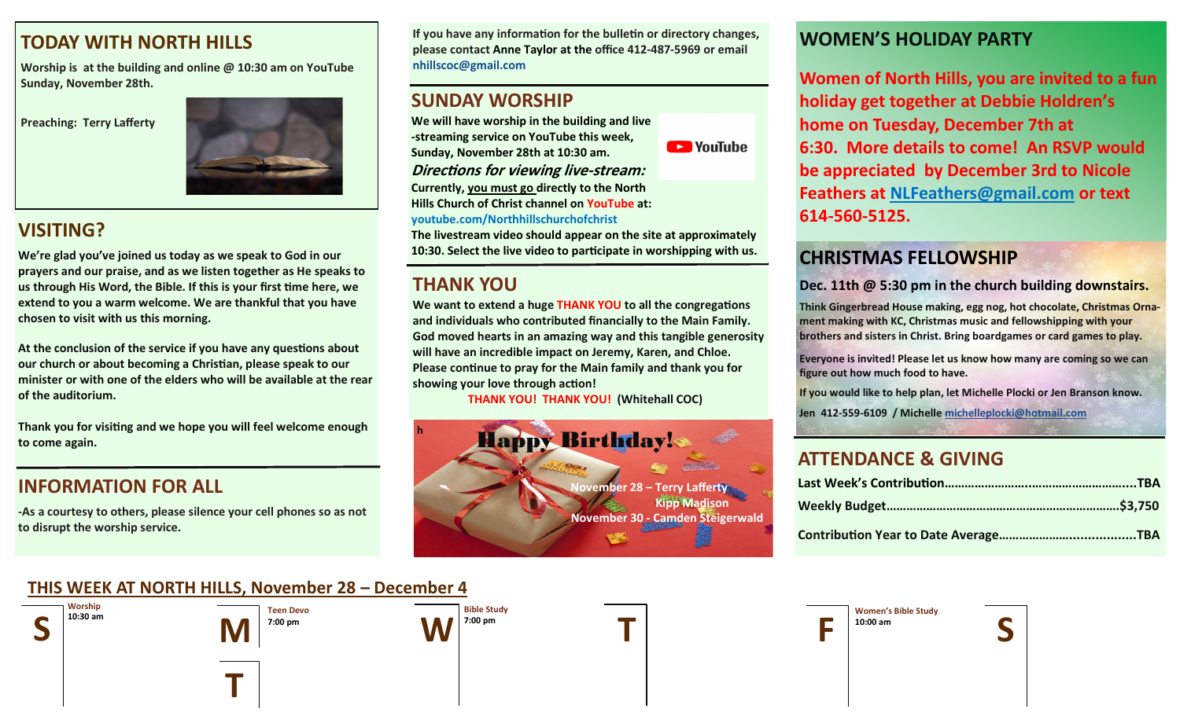## TODAY WITH NORTH HILLS

**Worship is at the building and online @ 10:30 am on YouTube Sunday, November 28th.**

**Preaching: Terry Lafferty**

## VISITING?

**We're glad you've joined us today as we speak to God in our prayers and our praise, and as we listen together as He speaks to us through His Word, the Bible. If this is your first time here, we extend to you a warm welcome. We are thankful that you have chosen to visit with us this morning.**

**At the conclusion of the service if you have any questions about our church or about becoming a Christian, please speak to our minister or with one of the elders who will be available at the rear of the auditorium.**

**Thank you for visiting and we hope you will feel welcome enough to come again.**

## INFORMATION FOR ALL

**-As a courtesy to others, please silence your cell phones so as not to disrupt the worship service.**

**If you have any information for the bulletin or directory changes, please contact Anne Taylor at the office 412-487-5969 or email nhillscoc@gmail.com**

## SUNDAY WORSHIP

**We will have worship in the building and live -streaming service on YouTube this week, Sunday, November 28th at 10:30 am.**

***Directions for viewing live-stream:***

**Currently, you must go directly to the North Hills Church of Christ channel on YouTube at: youtube.com/Northhillschurchofchrist**

**The livestream video should appear on the site at approximately 10:30. Select the live video to participate in worshipping with us.**

## THANK YOU

**We want to extend a huge THANK YOU to all the congregations and individuals who contributed financially to the Main Family. God moved hearts in an amazing way and this tangible generosity will have an incredible impact on Jeremy, Karen, and Chloe. Please continue to pray for the Main family and thank you for showing your love through action!**

**THANK YOU! THANK YOU! (Whitehall COC)**

**Happy Birthday!**

**November 28 – Terry Lafferty**
**Kipp Madison**
**November 30 - Camden Steigerwald**

## WOMEN'S HOLIDAY PARTY

**Women of North Hills, you are invited to a fun holiday get together at Debbie Holdren's home on Tuesday, December 7th at 6:30. More details to come! An RSVP would be appreciated by December 3rd to Nicole Feathers at NLFeathers@gmail.com or text 614-560-5125.**

## CHRISTMAS FELLOWSHIP

**Dec. 11th @ 5:30 pm in the church building downstairs.**

**Think Gingerbread House making, egg nog, hot chocolate, Christmas Ornament making with KC, Christmas music and fellowshipping with your brothers and sisters in Christ. Bring boardgames or card games to play.**

**Everyone is invited! Please let us know how many are coming so we can figure out how much food to have.**

**If you would like to help plan, let Michelle Plocki or Jen Branson know.**

**Jen 412-559-6109 / Michelle michelleplocki@hotmail.com**

## ATTENDANCE & GIVING

**Last Week's Contribution........................................................TBA**

**Weekly Budget.....................................................................$3,750**

**Contribution Year to Date Average......................................TBA**

## THIS WEEK AT NORTH HILLS, November 28 – December 4

**S** — Worship 10:30 am

**M** — Teen Devo 7:00 pm

**T**

**W** — Bible Study 7:00 pm

**T**

**F** — Women's Bible Study 10:00 am

**S**